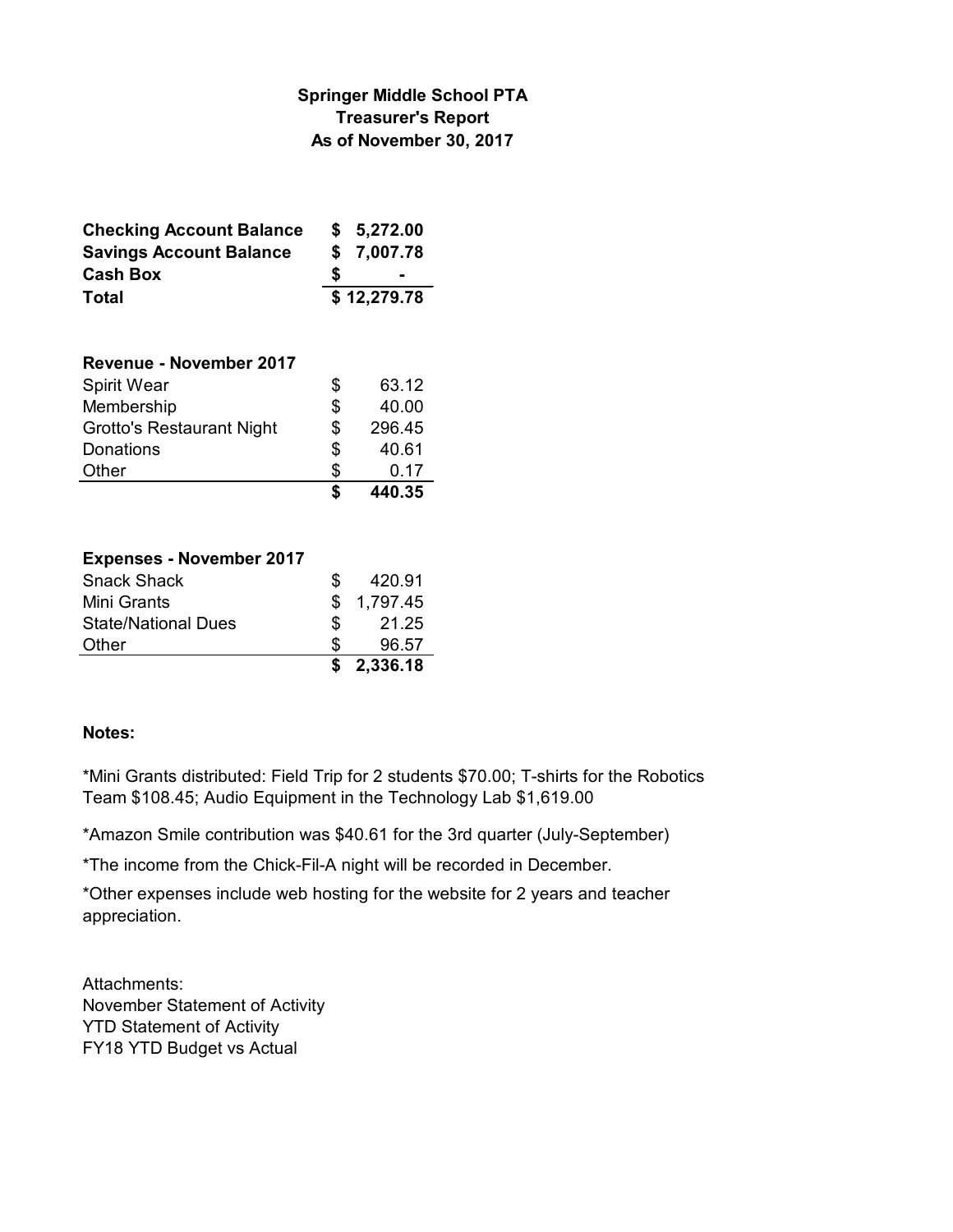# Springer Middle School PTA
## Treasurer's Report
### As of November 30, 2017

| | |
|---|---|
| **Checking Account Balance** | **$ 5,272.00** |
| **Savings Account Balance** | **$ 7,007.78** |
| **Cash Box** | **$ -** |
| **Total** | **$ 12,279.78** |

| **Revenue - November 2017** | |
|---|---|
| Spirit Wear | $ 63.12 |
| Membership | $ 40.00 |
| Grotto's Restaurant Night | $ 296.45 |
| Donations | $ 40.61 |
| Other | $ 0.17 |
| | **$ 440.35** |

| **Expenses - November 2017** | |
|---|---|
| Snack Shack | $ 420.91 |
| Mini Grants | $ 1,797.45 |
| State/National Dues | $ 21.25 |
| Other | $ 96.57 |
| | **$ 2,336.18** |

**Notes:**

*Mini Grants distributed: Field Trip for 2 students $70.00; T-shirts for the Robotics Team $108.45; Audio Equipment in the Technology Lab $1,619.00

*Amazon Smile contribution was $40.61 for the 3rd quarter (July-September)

*The income from the Chick-Fil-A night will be recorded in December.

*Other expenses include web hosting for the website for 2 years and teacher appreciation.

Attachments:
November Statement of Activity
YTD Statement of Activity
FY18 YTD Budget vs Actual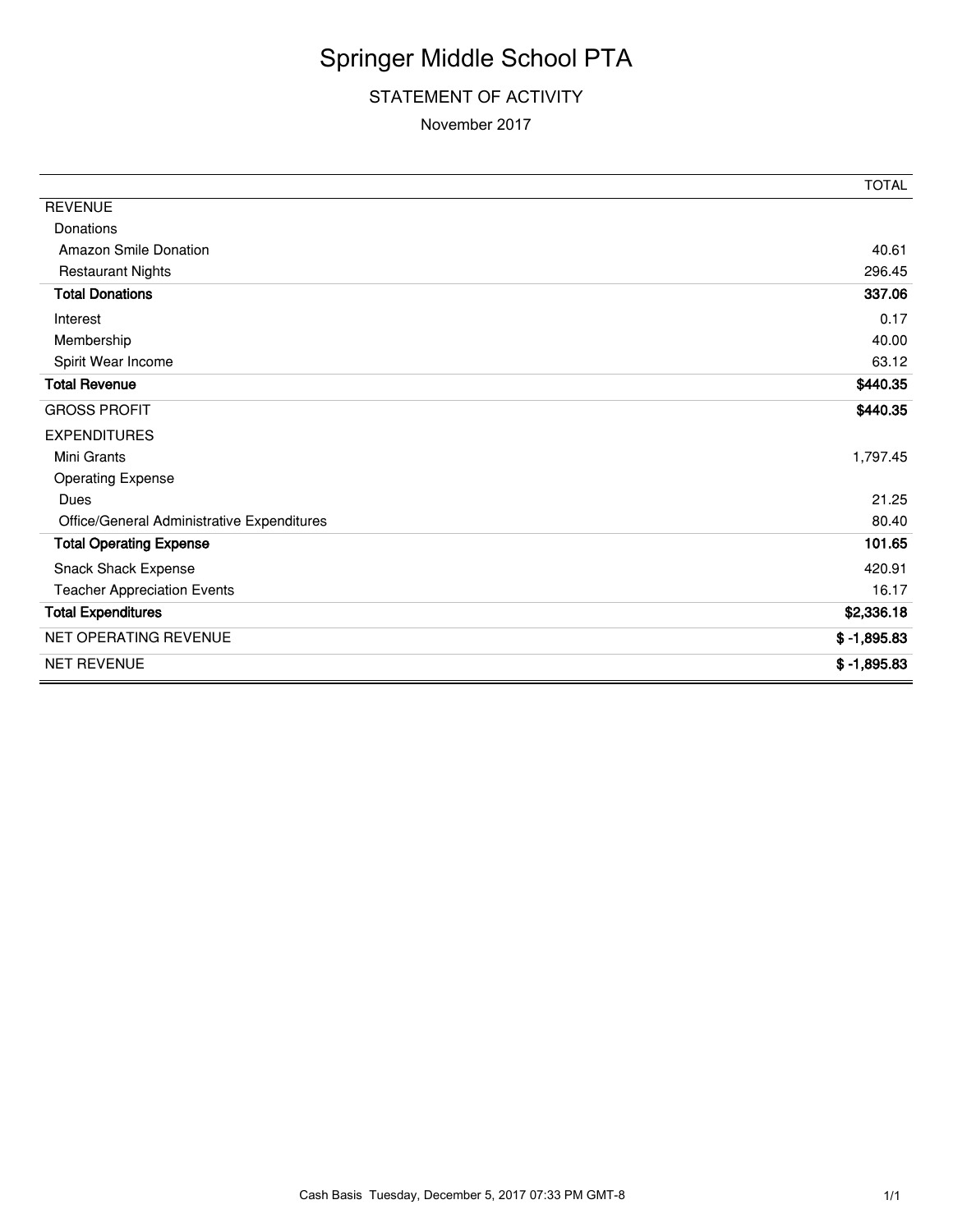# Springer Middle School PTA

## STATEMENT OF ACTIVITY

November 2017

| | TOTAL |
|---|---|
| REVENUE | |
| Donations | |
| Amazon Smile Donation | 40.61 |
| Restaurant Nights | 296.45 |
| **Total Donations** | **337.06** |
| Interest | 0.17 |
| Membership | 40.00 |
| Spirit Wear Income | 63.12 |
| **Total Revenue** | **$440.35** |
| GROSS PROFIT | **$440.35** |
| EXPENDITURES | |
| Mini Grants | 1,797.45 |
| Operating Expense | |
| Dues | 21.25 |
| Office/General Administrative Expenditures | 80.40 |
| **Total Operating Expense** | **101.65** |
| Snack Shack Expense | 420.91 |
| Teacher Appreciation Events | 16.17 |
| **Total Expenditures** | **$2,336.18** |
| NET OPERATING REVENUE | **$ -1,895.83** |
| NET REVENUE | **$ -1,895.83** |

Cash Basis Tuesday, December 5, 2017 07:33 PM GMT-8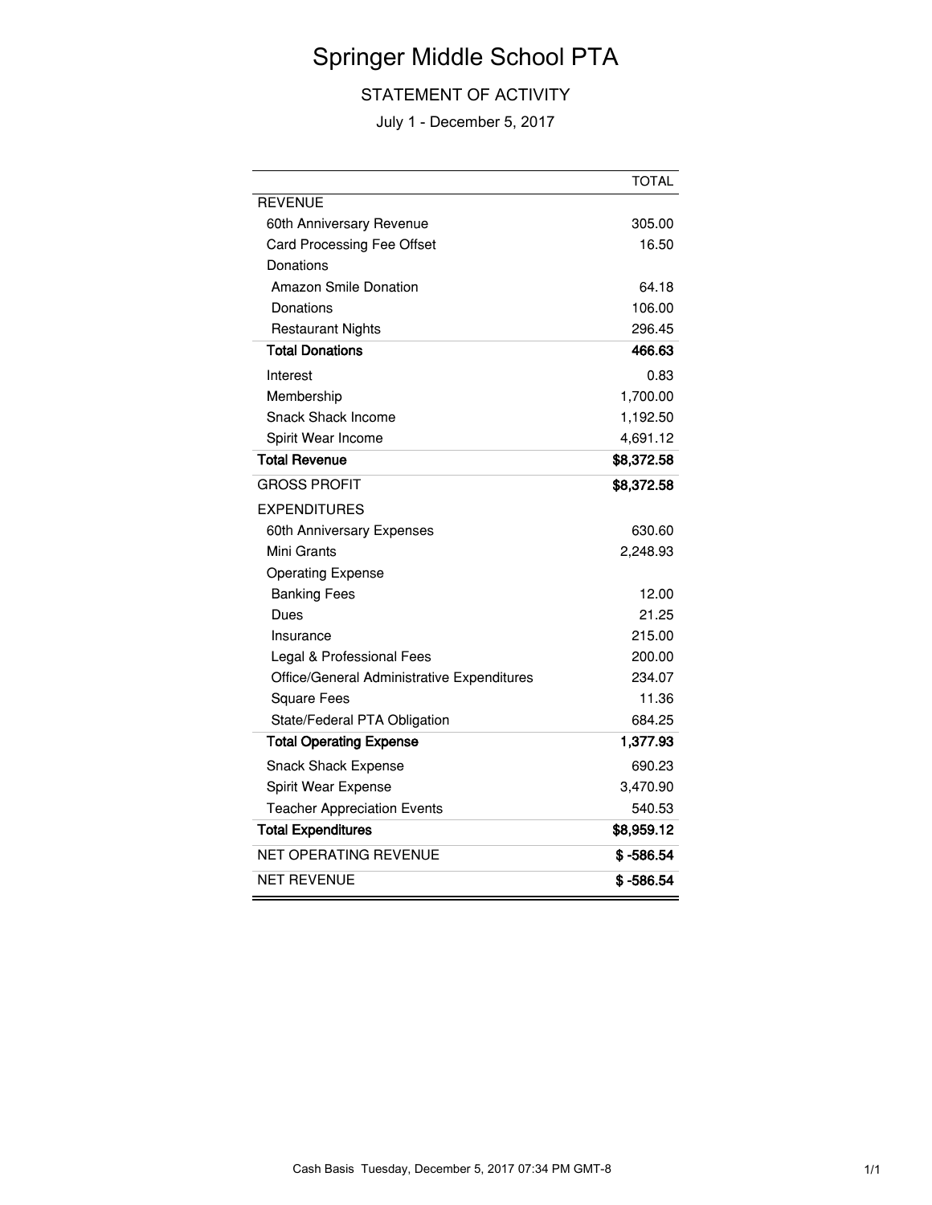# Springer Middle School PTA

## STATEMENT OF ACTIVITY

July 1 - December 5, 2017

| | TOTAL |
|---|---|
| REVENUE | |
| 60th Anniversary Revenue | 305.00 |
| Card Processing Fee Offset | 16.50 |
| Donations | |
| Amazon Smile Donation | 64.18 |
| Donations | 106.00 |
| Restaurant Nights | 296.45 |
| **Total Donations** | **466.63** |
| Interest | 0.83 |
| Membership | 1,700.00 |
| Snack Shack Income | 1,192.50 |
| Spirit Wear Income | 4,691.12 |
| **Total Revenue** | **$8,372.58** |
| GROSS PROFIT | **$8,372.58** |
| EXPENDITURES | |
| 60th Anniversary Expenses | 630.60 |
| Mini Grants | 2,248.93 |
| Operating Expense | |
| Banking Fees | 12.00 |
| Dues | 21.25 |
| Insurance | 215.00 |
| Legal & Professional Fees | 200.00 |
| Office/General Administrative Expenditures | 234.07 |
| Square Fees | 11.36 |
| State/Federal PTA Obligation | 684.25 |
| **Total Operating Expense** | **1,377.93** |
| Snack Shack Expense | 690.23 |
| Spirit Wear Expense | 3,470.90 |
| Teacher Appreciation Events | 540.53 |
| **Total Expenditures** | **$8,959.12** |
| NET OPERATING REVENUE | **$ -586.54** |
| NET REVENUE | **$ -586.54** |

Cash Basis Tuesday, December 5, 2017 07:34 PM GMT-8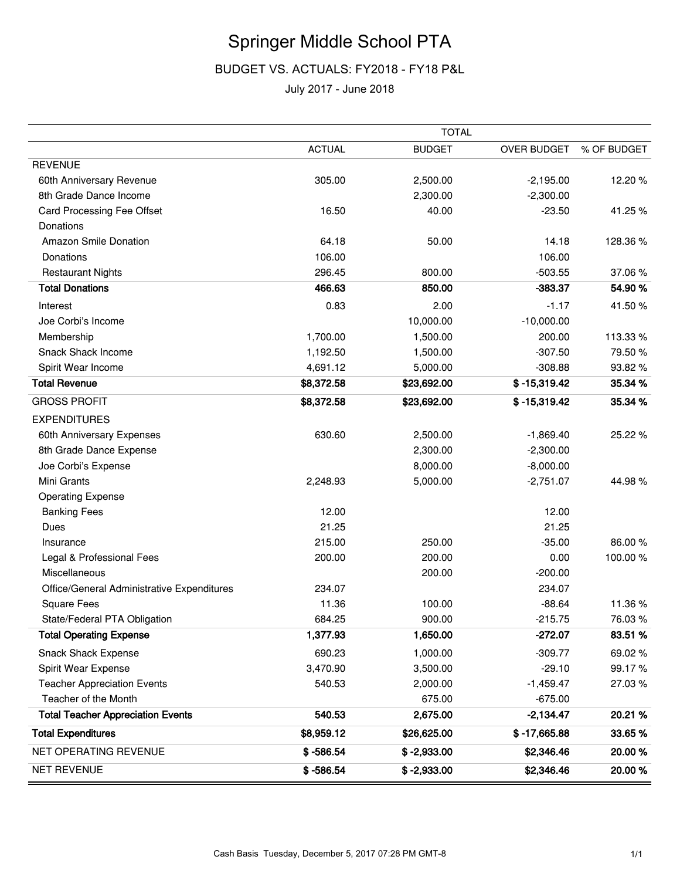# Springer Middle School PTA

## BUDGET VS. ACTUALS: FY2018 - FY18 P&L

July 2017 - June 2018

| | TOTAL | | | |
|---|---|---|---|---|
| | ACTUAL | BUDGET | OVER BUDGET | % OF BUDGET |
| REVENUE | | | | |
| 60th Anniversary Revenue | 305.00 | 2,500.00 | -2,195.00 | 12.20 % |
| 8th Grade Dance Income | | 2,300.00 | -2,300.00 | |
| Card Processing Fee Offset | 16.50 | 40.00 | -23.50 | 41.25 % |
| Donations | | | | |
| Amazon Smile Donation | 64.18 | 50.00 | 14.18 | 128.36 % |
| Donations | 106.00 | | 106.00 | |
| Restaurant Nights | 296.45 | 800.00 | -503.55 | 37.06 % |
| **Total Donations** | **466.63** | **850.00** | **-383.37** | **54.90 %** |
| Interest | 0.83 | 2.00 | -1.17 | 41.50 % |
| Joe Corbi's Income | | 10,000.00 | -10,000.00 | |
| Membership | 1,700.00 | 1,500.00 | 200.00 | 113.33 % |
| Snack Shack Income | 1,192.50 | 1,500.00 | -307.50 | 79.50 % |
| Spirit Wear Income | 4,691.12 | 5,000.00 | -308.88 | 93.82 % |
| **Total Revenue** | **$8,372.58** | **$23,692.00** | **$ -15,319.42** | **35.34 %** |
| GROSS PROFIT | **$8,372.58** | **$23,692.00** | **$ -15,319.42** | **35.34 %** |
| EXPENDITURES | | | | |
| 60th Anniversary Expenses | 630.60 | 2,500.00 | -1,869.40 | 25.22 % |
| 8th Grade Dance Expense | | 2,300.00 | -2,300.00 | |
| Joe Corbi's Expense | | 8,000.00 | -8,000.00 | |
| Mini Grants | 2,248.93 | 5,000.00 | -2,751.07 | 44.98 % |
| Operating Expense | | | | |
| Banking Fees | 12.00 | | 12.00 | |
| Dues | 21.25 | | 21.25 | |
| Insurance | 215.00 | 250.00 | -35.00 | 86.00 % |
| Legal & Professional Fees | 200.00 | 200.00 | 0.00 | 100.00 % |
| Miscellaneous | | 200.00 | -200.00 | |
| Office/General Administrative Expenditures | 234.07 | | 234.07 | |
| Square Fees | 11.36 | 100.00 | -88.64 | 11.36 % |
| State/Federal PTA Obligation | 684.25 | 900.00 | -215.75 | 76.03 % |
| **Total Operating Expense** | **1,377.93** | **1,650.00** | **-272.07** | **83.51 %** |
| Snack Shack Expense | 690.23 | 1,000.00 | -309.77 | 69.02 % |
| Spirit Wear Expense | 3,470.90 | 3,500.00 | -29.10 | 99.17 % |
| Teacher Appreciation Events | 540.53 | 2,000.00 | -1,459.47 | 27.03 % |
| Teacher of the Month | | 675.00 | -675.00 | |
| **Total Teacher Appreciation Events** | **540.53** | **2,675.00** | **-2,134.47** | **20.21 %** |
| **Total Expenditures** | **$8,959.12** | **$26,625.00** | **$ -17,665.88** | **33.65 %** |
| NET OPERATING REVENUE | **$ -586.54** | **$ -2,933.00** | **$2,346.46** | **20.00 %** |
| NET REVENUE | **$ -586.54** | **$ -2,933.00** | **$2,346.46** | **20.00 %** |

Cash Basis Tuesday, December 5, 2017 07:28 PM GMT-8